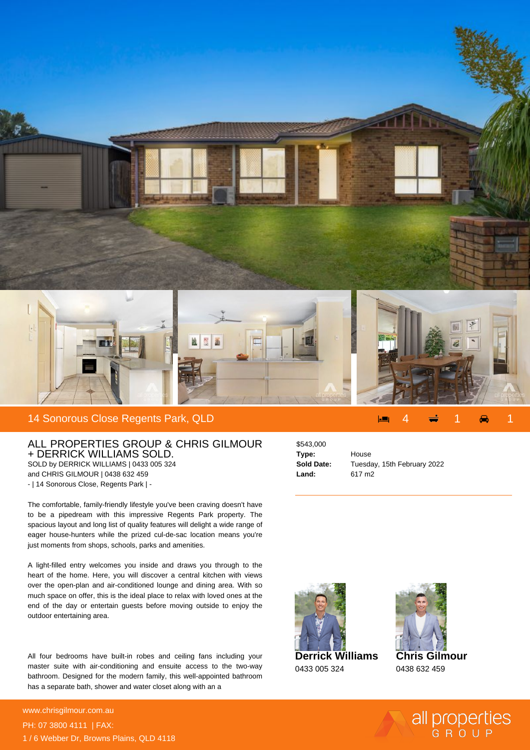# 14 Sonorous Close Regents Park, QLD

4 | 1 | 1

## ALL PROPERTIES GROUP & CHRIS GILMOUR + DERRICK WILLIAMS SOLD.

SOLD by DERRICK WILLIAMS | 0433 005 324
and CHRIS GILMOUR | 0438 632 459
- | 14 Sonorous Close, Regents Park | -

The comfortable, family-friendly lifestyle you've been craving doesn't have to be a pipedream with this impressive Regents Park property. The spacious layout and long list of quality features will delight a wide range of eager house-hunters while the prized cul-de-sac location means you're just moments from shops, schools, parks and amenities.

A light-filled entry welcomes you inside and draws you through to the heart of the home. Here, you will discover a central kitchen with views over the open-plan and air-conditioned lounge and dining area. With so much space on offer, this is the ideal place to relax with loved ones at the end of the day or entertain guests before moving outside to enjoy the outdoor entertaining area.

All four bedrooms have built-in robes and ceiling fans including your master suite with air-conditioning and ensuite access to the two-way bathroom. Designed for the modern family, this well-appointed bathroom has a separate bath, shower and water closet along with an a

$543,000

**Type:** House
**Sold Date:** Tuesday, 15th February 2022
**Land:** 617 m2

**Derrick Williams**
0433 005 324

**Chris Gilmour**
0438 632 459

www.chrisgilmour.com.au
PH: 07 3800 4111 | FAX:
1 / 6 Webber Dr, Browns Plains, QLD 4118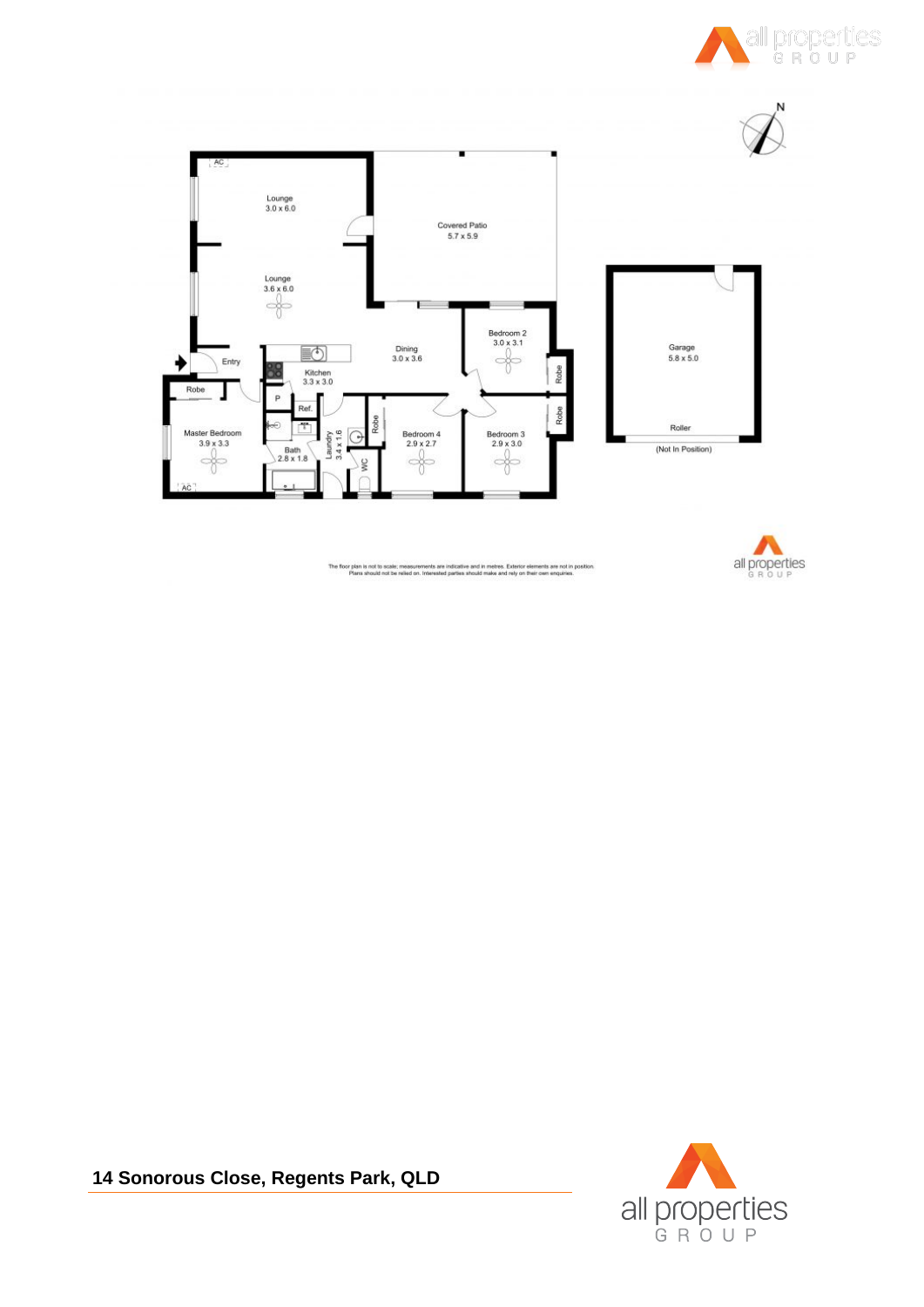Lounge
3.0 x 6.0

Covered Patio
5.7 x 5.9

Lounge
3.6 x 6.0

Bedroom 2
3.0 x 3.1

Garage
5.8 x 5.0

Entry

Dining
3.0 x 3.6

Kitchen
3.3 x 3.0

Robe

P

Ref.

Master Bedroom
3.9 x 3.3

Laundry
3.4 x 1.6

Bath
2.8 x 1.8

WC

Bedroom 4
2.9 x 2.7

Bedroom 3
2.9 x 3.0

Roller

(Not In Position)

AC

The floor plan is not to scale; measurements are indicative and in metres. Exterior elements are not in position. Plans should not be relied on. Interested parties should make and rely on their own enquiries.

**14 Sonorous Close, Regents Park, QLD**